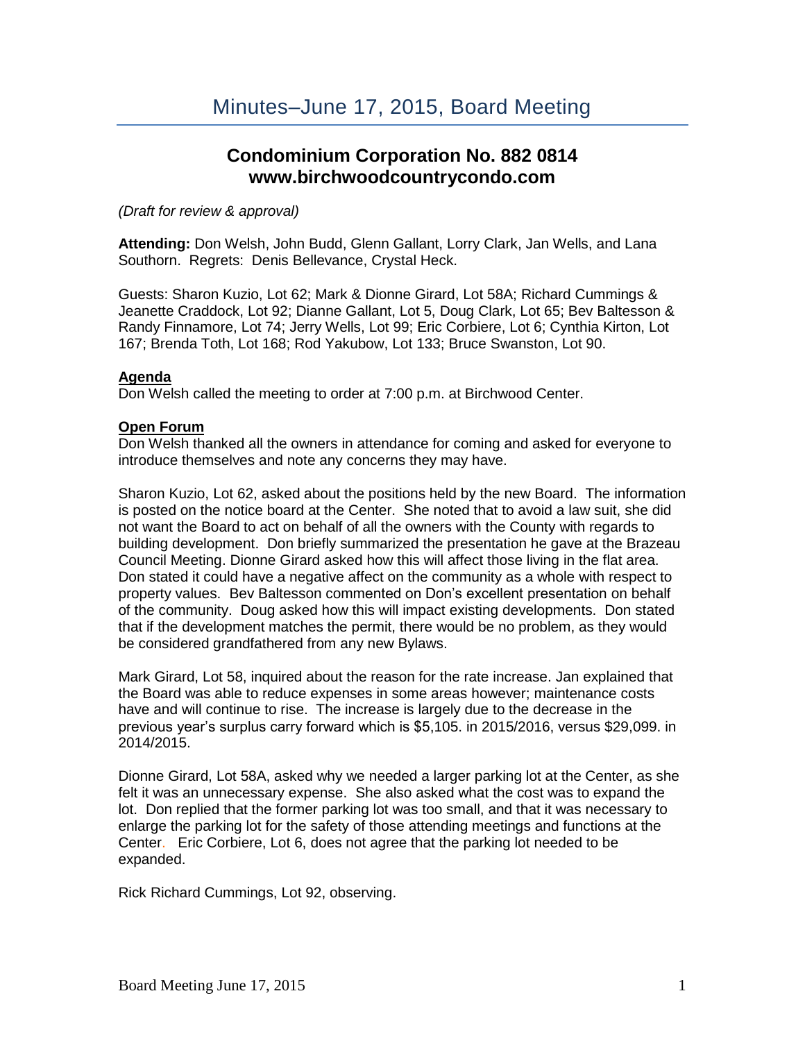# Minutes–June 17, 2015, Board Meeting

## Condominium Corporation No. 882 0814
## www.birchwoodcountrycondo.com

*(Draft for review & approval)*

**Attending:** Don Welsh, John Budd, Glenn Gallant, Lorry Clark, Jan Wells, and Lana Southorn. Regrets: Denis Bellevance, Crystal Heck.

Guests: Sharon Kuzio, Lot 62; Mark & Dionne Girard, Lot 58A; Richard Cummings & Jeanette Craddock, Lot 92; Dianne Gallant, Lot 5, Doug Clark, Lot 65; Bev Baltesson & Randy Finnamore, Lot 74; Jerry Wells, Lot 99; Eric Corbiere, Lot 6; Cynthia Kirton, Lot 167; Brenda Toth, Lot 168; Rod Yakubow, Lot 133; Bruce Swanston, Lot 90.

**Agenda**

Don Welsh called the meeting to order at 7:00 p.m. at Birchwood Center.

**Open Forum**

Don Welsh thanked all the owners in attendance for coming and asked for everyone to introduce themselves and note any concerns they may have.

Sharon Kuzio, Lot 62, asked about the positions held by the new Board. The information is posted on the notice board at the Center. She noted that to avoid a law suit, she did not want the Board to act on behalf of all the owners with the County with regards to building development. Don briefly summarized the presentation he gave at the Brazeau Council Meeting. Dionne Girard asked how this will affect those living in the flat area. Don stated it could have a negative affect on the community as a whole with respect to property values. Bev Baltesson commented on Don's excellent presentation on behalf of the community. Doug asked how this will impact existing developments. Don stated that if the development matches the permit, there would be no problem, as they would be considered grandfathered from any new Bylaws.

Mark Girard, Lot 58, inquired about the reason for the rate increase. Jan explained that the Board was able to reduce expenses in some areas however; maintenance costs have and will continue to rise. The increase is largely due to the decrease in the previous year's surplus carry forward which is $5,105. in 2015/2016, versus $29,099. in 2014/2015.

Dionne Girard, Lot 58A, asked why we needed a larger parking lot at the Center, as she felt it was an unnecessary expense. She also asked what the cost was to expand the lot. Don replied that the former parking lot was too small, and that it was necessary to enlarge the parking lot for the safety of those attending meetings and functions at the Center. Eric Corbiere, Lot 6, does not agree that the parking lot needed to be expanded.

Rick Richard Cummings, Lot 92, observing.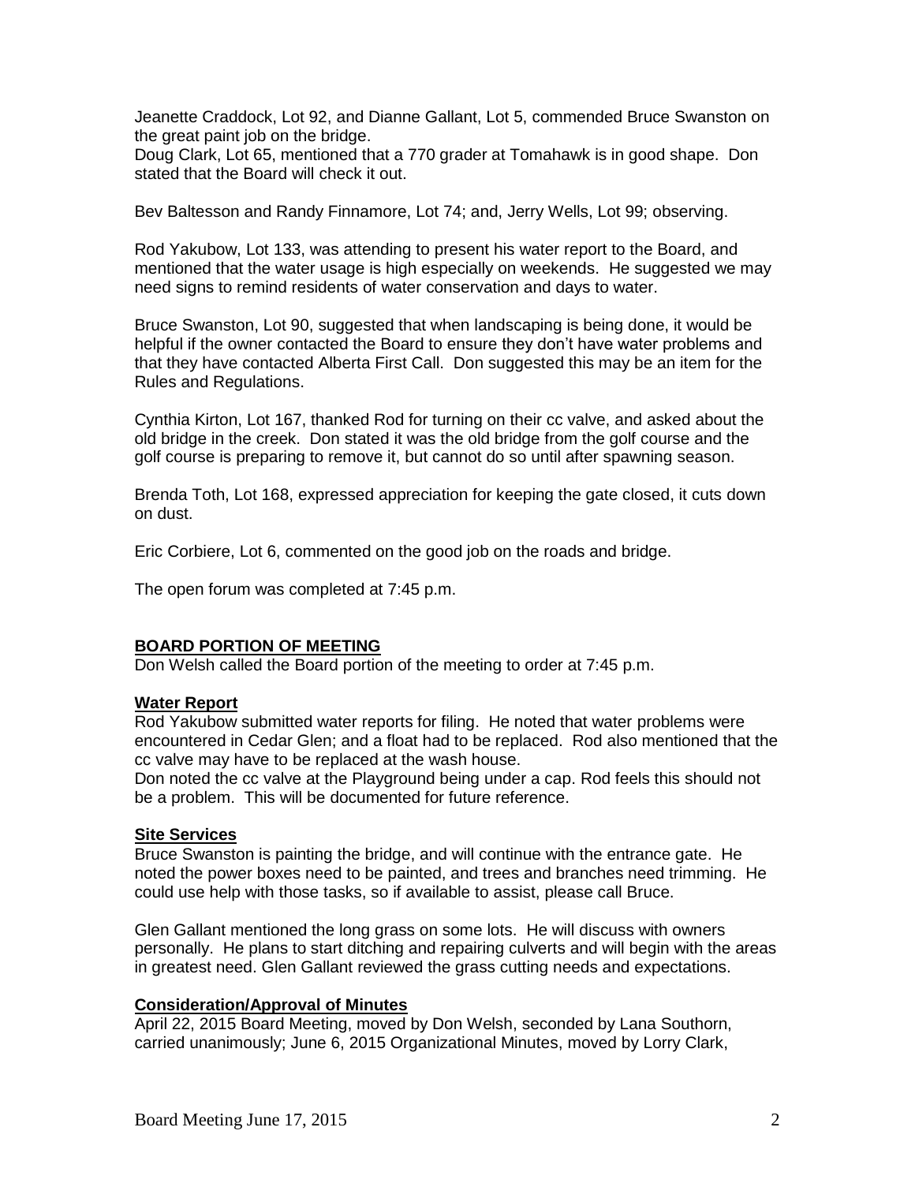Jeanette Craddock, Lot 92, and Dianne Gallant, Lot 5, commended Bruce Swanston on the great paint job on the bridge.
Doug Clark, Lot 65, mentioned that a 770 grader at Tomahawk is in good shape. Don stated that the Board will check it out.

Bev Baltesson and Randy Finnamore, Lot 74; and, Jerry Wells, Lot 99; observing.

Rod Yakubow, Lot 133, was attending to present his water report to the Board, and mentioned that the water usage is high especially on weekends. He suggested we may need signs to remind residents of water conservation and days to water.

Bruce Swanston, Lot 90, suggested that when landscaping is being done, it would be helpful if the owner contacted the Board to ensure they don't have water problems and that they have contacted Alberta First Call. Don suggested this may be an item for the Rules and Regulations.

Cynthia Kirton, Lot 167, thanked Rod for turning on their cc valve, and asked about the old bridge in the creek. Don stated it was the old bridge from the golf course and the golf course is preparing to remove it, but cannot do so until after spawning season.

Brenda Toth, Lot 168, expressed appreciation for keeping the gate closed, it cuts down on dust.

Eric Corbiere, Lot 6, commented on the good job on the roads and bridge.

The open forum was completed at 7:45 p.m.

## BOARD PORTION OF MEETING

Don Welsh called the Board portion of the meeting to order at 7:45 p.m.

### Water Report

Rod Yakubow submitted water reports for filing. He noted that water problems were encountered in Cedar Glen; and a float had to be replaced. Rod also mentioned that the cc valve may have to be replaced at the wash house.
Don noted the cc valve at the Playground being under a cap. Rod feels this should not be a problem. This will be documented for future reference.

### Site Services

Bruce Swanston is painting the bridge, and will continue with the entrance gate. He noted the power boxes need to be painted, and trees and branches need trimming. He could use help with those tasks, so if available to assist, please call Bruce.

Glen Gallant mentioned the long grass on some lots. He will discuss with owners personally. He plans to start ditching and repairing culverts and will begin with the areas in greatest need. Glen Gallant reviewed the grass cutting needs and expectations.

### Consideration/Approval of Minutes

April 22, 2015 Board Meeting, moved by Don Welsh, seconded by Lana Southorn, carried unanimously; June 6, 2015 Organizational Minutes, moved by Lorry Clark,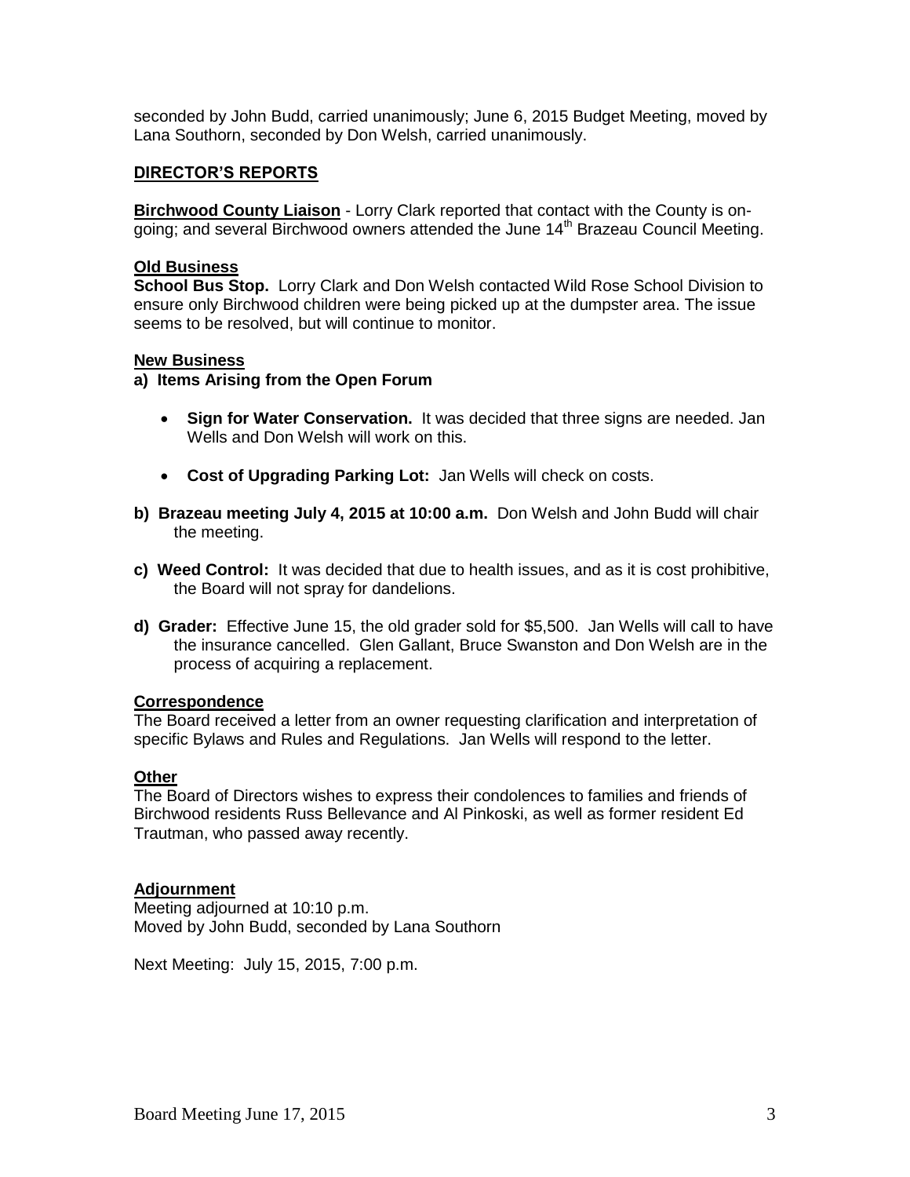seconded by John Budd, carried unanimously; June 6, 2015 Budget Meeting, moved by Lana Southorn, seconded by Don Welsh, carried unanimously.

## DIRECTOR'S REPORTS

**Birchwood County Liaison** - Lorry Clark reported that contact with the County is on-going; and several Birchwood owners attended the June 14th Brazeau Council Meeting.

### Old Business

**School Bus Stop.** Lorry Clark and Don Welsh contacted Wild Rose School Division to ensure only Birchwood children were being picked up at the dumpster area. The issue seems to be resolved, but will continue to monitor.

### New Business

**a) Items Arising from the Open Forum**

- **Sign for Water Conservation.** It was decided that three signs are needed. Jan Wells and Don Welsh will work on this.
- **Cost of Upgrading Parking Lot:** Jan Wells will check on costs.

**b) Brazeau meeting July 4, 2015 at 10:00 a.m.** Don Welsh and John Budd will chair the meeting.

**c) Weed Control:** It was decided that due to health issues, and as it is cost prohibitive, the Board will not spray for dandelions.

**d) Grader:** Effective June 15, the old grader sold for $5,500. Jan Wells will call to have the insurance cancelled. Glen Gallant, Bruce Swanston and Don Welsh are in the process of acquiring a replacement.

### Correspondence

The Board received a letter from an owner requesting clarification and interpretation of specific Bylaws and Rules and Regulations. Jan Wells will respond to the letter.

### Other

The Board of Directors wishes to express their condolences to families and friends of Birchwood residents Russ Bellevance and Al Pinkoski, as well as former resident Ed Trautman, who passed away recently.

### Adjournment

Meeting adjourned at 10:10 p.m.
Moved by John Budd, seconded by Lana Southorn

Next Meeting: July 15, 2015, 7:00 p.m.